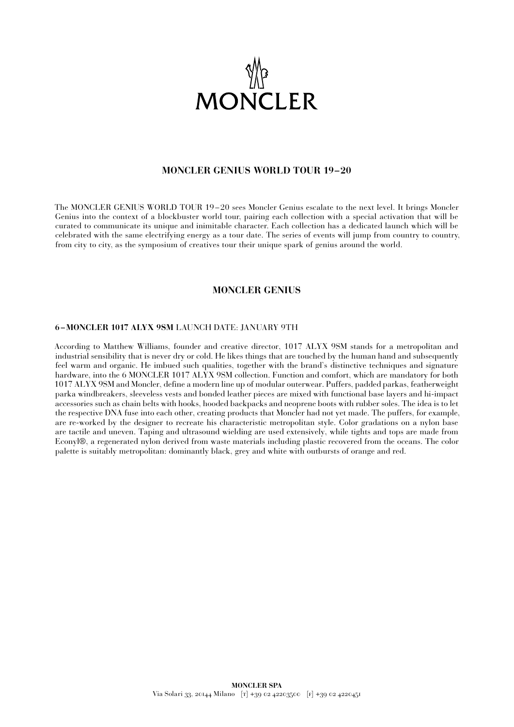# MONCLER

## MONCLER GENIUS WORLD TOUR 19–20

The MONCLER GENIUS WORLD TOUR 19–20 sees Moncler Genius escalate to the next level. It brings Moncler Genius into the context of a blockbuster world tour, pairing each collection with a special activation that will be curated to communicate its unique and inimitable character. Each collection has a dedicated launch which will be celebrated with the same electrifying energy as a tour date. The series of events will jump from country to country, from city to city, as the symposium of creatives tour their unique spark of genius around the world.

## MONCLER GENIUS

### 6–MONCLER 1017 ALYX 9SM LAUNCH DATE: JANUARY 9TH

According to Matthew Williams, founder and creative director, 1017 ALYX 9SM stands for a metropolitan and industrial sensibility that is never dry or cold. He likes things that are touched by the human hand and subsequently feel warm and organic. He imbued such qualities, together with the brand's distinctive techniques and signature hardware, into the 6 MONCLER 1017 ALYX 9SM collection. Function and comfort, which are mandatory for both 1017 ALYX 9SM and Moncler, define a modern line up of modular outerwear. Puffers, padded parkas, featherweight parka windbreakers, sleeveless vests and bonded leather pieces are mixed with functional base layers and hi-impact accessories such as chain belts with hooks, hooded backpacks and neoprene boots with rubber soles. The idea is to let the respective DNA fuse into each other, creating products that Moncler had not yet made. The puffers, for example, are re-worked by the designer to recreate his characteristic metropolitan style. Color gradations on a nylon base are tactile and uneven. Taping and ultrasound wielding are used extensively, while tights and tops are made from Econyl®, a regenerated nylon derived from waste materials including plastic recovered from the oceans. The color palette is suitably metropolitan: dominantly black, grey and white with outbursts of orange and red.

**MONCLER SPA**
Via Solari 33, 20144 Milano [T] +39 02 42203500 [F] +39 02 4220451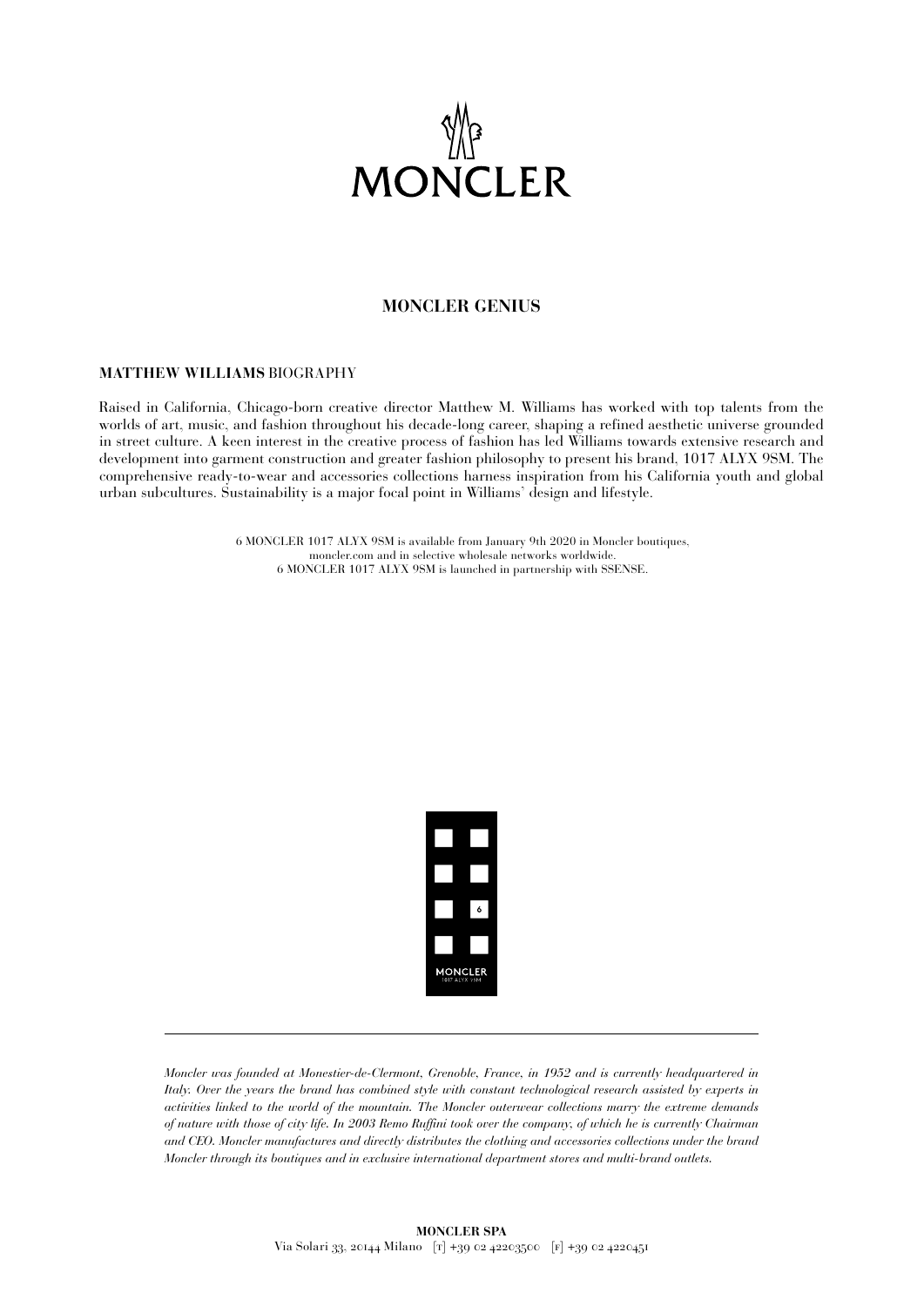# MONCLER

## MONCLER GENIUS

**MATTHEW WILLIAMS** BIOGRAPHY

Raised in California, Chicago-born creative director Matthew M. Williams has worked with top talents from the worlds of art, music, and fashion throughout his decade-long career, shaping a refined aesthetic universe grounded in street culture. A keen interest in the creative process of fashion has led Williams towards extensive research and development into garment construction and greater fashion philosophy to present his brand, 1017 ALYX 9SM. The comprehensive ready-to-wear and accessories collections harness inspiration from his California youth and global urban subcultures. Sustainability is a major focal point in Williams' design and lifestyle.

6 MONCLER 1017 ALYX 9SM is available from January 9th 2020 in Moncler boutiques, moncler.com and in selective wholesale networks worldwide.
6 MONCLER 1017 ALYX 9SM is launched in partnership with SSENSE.

6
MONCLER
1017 ALYX 9SM

---

*Moncler was founded at Monestier-de-Clermont, Grenoble, France, in 1952 and is currently headquartered in Italy. Over the years the brand has combined style with constant technological research assisted by experts in activities linked to the world of the mountain. The Moncler outerwear collections marry the extreme demands of nature with those of city life. In 2003 Remo Ruffini took over the company, of which he is currently Chairman and CEO. Moncler manufactures and directly distributes the clothing and accessories collections under the brand Moncler through its boutiques and in exclusive international department stores and multi-brand outlets.*

**MONCLER SPA**
Via Solari 33, 20144 Milano [T] +39 02 42203500 [F] +39 02 4220451